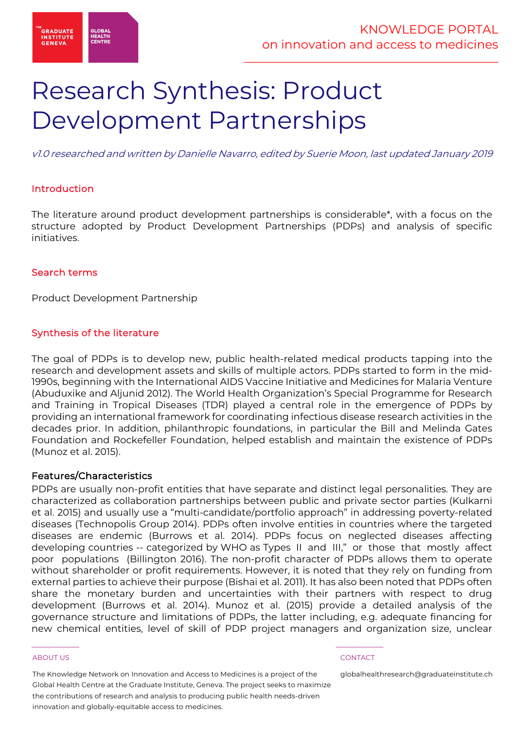# Research Synthesis: Product Development Partnerships

*v1.0 researched and written by Danielle Navarro, edited by Suerie Moon, last updated January 2019*

## Introduction

The literature around product development partnerships is considerable*, with a focus on the structure adopted by Product Development Partnerships (PDPs) and analysis of specific initiatives.

## Search terms

Product Development Partnership

## Synthesis of the literature

The goal of PDPs is to develop new, public health-related medical products tapping into the research and development assets and skills of multiple actors. PDPs started to form in the mid-1990s, beginning with the International AIDS Vaccine Initiative and Medicines for Malaria Venture (Abuduxike and Aljunid 2012). The World Health Organization's Special Programme for Research and Training in Tropical Diseases (TDR) played a central role in the emergence of PDPs by providing an international framework for coordinating infectious disease research activities in the decades prior. In addition, philanthropic foundations, in particular the Bill and Melinda Gates Foundation and Rockefeller Foundation, helped establish and maintain the existence of PDPs (Munoz et al. 2015).

### Features/Characteristics

PDPs are usually non-profit entities that have separate and distinct legal personalities. They are characterized as collaboration partnerships between public and private sector parties (Kulkarni et al. 2015) and usually use a "multi-candidate/portfolio approach" in addressing poverty-related diseases (Technopolis Group 2014). PDPs often involve entities in countries where the targeted diseases are endemic (Burrows et al. 2014). PDPs focus on neglected diseases affecting developing countries -- categorized by WHO as Types II and III," or those that mostly affect poor populations (Billington 2016). The non-profit character of PDPs allows them to operate without shareholder or profit requirements. However, it is noted that they rely on funding from external parties to achieve their purpose (Bishai et al. 2011). It has also been noted that PDPs often share the monetary burden and uncertainties with their partners with respect to drug development (Burrows et al. 2014). Munoz et al. (2015) provide a detailed analysis of the governance structure and limitations of PDPs, the latter including, e.g. adequate financing for new chemical entities, level of skill of PDP project managers and organization size, unclear

ABOUT US

The Knowledge Network on Innovation and Access to Medicines is a project of the Global Health Centre at the Graduate Institute, Geneva. The project seeks to maximize the contributions of research and analysis to producing public health needs-driven innovation and globally-equitable access to medicines.

CONTACT

globalhealthresearch@graduateinstitute.ch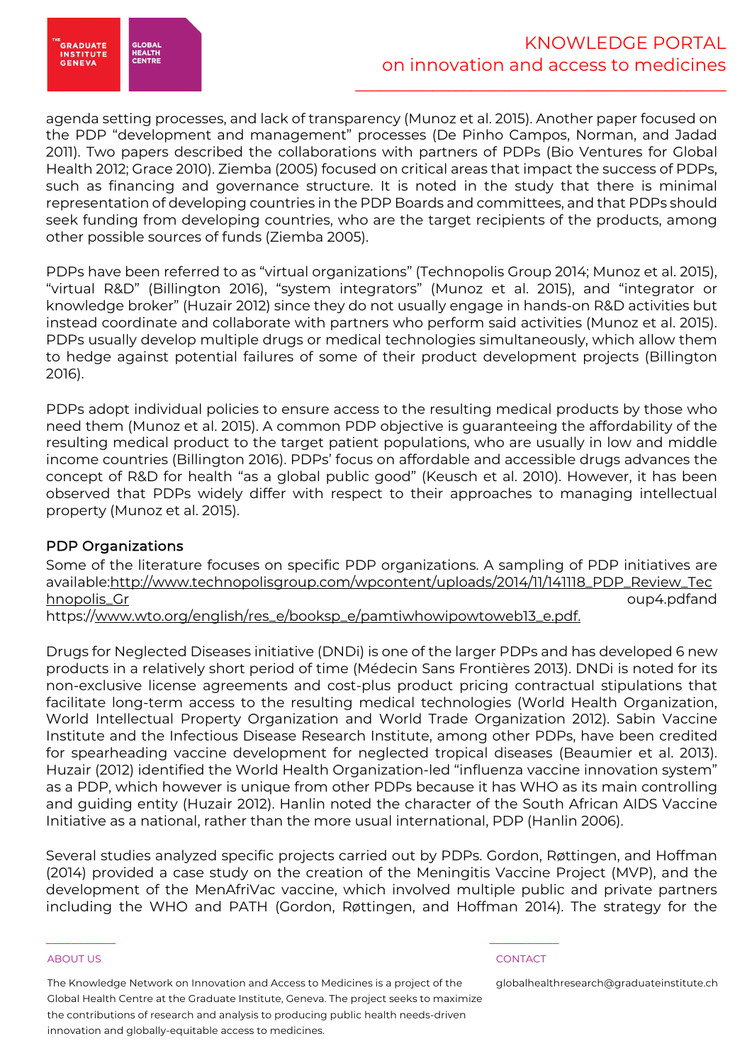agenda setting processes, and lack of transparency (Munoz et al. 2015). Another paper focused on the PDP "development and management" processes (De Pinho Campos, Norman, and Jadad 2011). Two papers described the collaborations with partners of PDPs (Bio Ventures for Global Health 2012; Grace 2010). Ziemba (2005) focused on critical areas that impact the success of PDPs, such as financing and governance structure. It is noted in the study that there is minimal representation of developing countries in the PDP Boards and committees, and that PDPs should seek funding from developing countries, who are the target recipients of the products, among other possible sources of funds (Ziemba 2005).

PDPs have been referred to as "virtual organizations" (Technopolis Group 2014; Munoz et al. 2015), "virtual R&D" (Billington 2016), "system integrators" (Munoz et al. 2015), and "integrator or knowledge broker" (Huzair 2012) since they do not usually engage in hands-on R&D activities but instead coordinate and collaborate with partners who perform said activities (Munoz et al. 2015). PDPs usually develop multiple drugs or medical technologies simultaneously, which allow them to hedge against potential failures of some of their product development projects (Billington 2016).

PDPs adopt individual policies to ensure access to the resulting medical products by those who need them (Munoz et al. 2015). A common PDP objective is guaranteeing the affordability of the resulting medical product to the target patient populations, who are usually in low and middle income countries (Billington 2016). PDPs' focus on affordable and accessible drugs advances the concept of R&D for health "as a global public good" (Keusch et al. 2010). However, it has been observed that PDPs widely differ with respect to their approaches to managing intellectual property (Munoz et al. 2015).

## PDP Organizations

Some of the literature focuses on specific PDP organizations. A sampling of PDP initiatives are available:http://www.technopolisgroup.com/wpcontent/uploads/2014/11/141118_PDP_Review_Technopolis_Group4.pdfand https://www.wto.org/english/res_e/booksp_e/pamtiwhowipowtoweb13_e.pdf.

Drugs for Neglected Diseases initiative (DNDi) is one of the larger PDPs and has developed 6 new products in a relatively short period of time (Médecin Sans Frontières 2013). DNDi is noted for its non-exclusive license agreements and cost-plus product pricing contractual stipulations that facilitate long-term access to the resulting medical technologies (World Health Organization, World Intellectual Property Organization and World Trade Organization 2012). Sabin Vaccine Institute and the Infectious Disease Research Institute, among other PDPs, have been credited for spearheading vaccine development for neglected tropical diseases (Beaumier et al. 2013). Huzair (2012) identified the World Health Organization-led "influenza vaccine innovation system" as a PDP, which however is unique from other PDPs because it has WHO as its main controlling and guiding entity (Huzair 2012). Hanlin noted the character of the South African AIDS Vaccine Initiative as a national, rather than the more usual international, PDP (Hanlin 2006).

Several studies analyzed specific projects carried out by PDPs. Gordon, Røttingen, and Hoffman (2014) provided a case study on the creation of the Meningitis Vaccine Project (MVP), and the development of the MenAfriVac vaccine, which involved multiple public and private partners including the WHO and PATH (Gordon, Røttingen, and Hoffman 2014). The strategy for the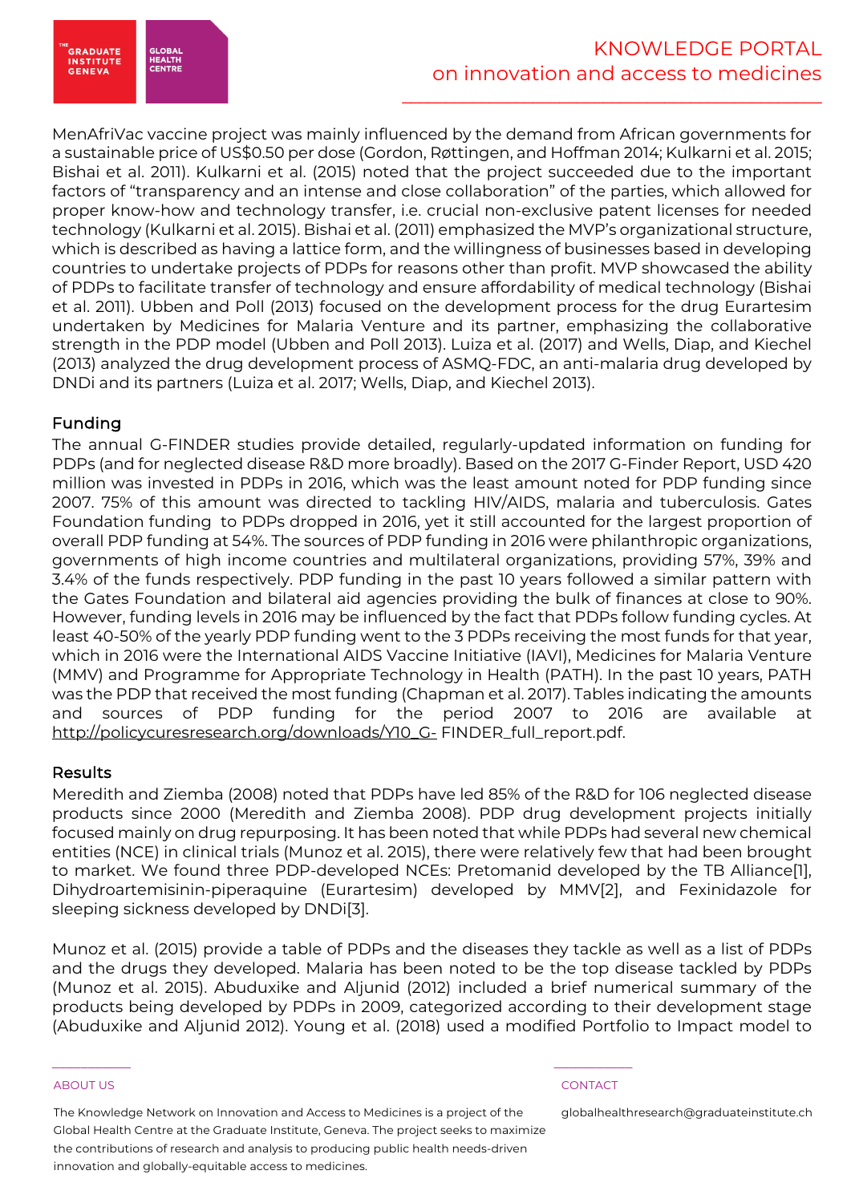MenAfriVac vaccine project was mainly influenced by the demand from African governments for a sustainable price of US$0.50 per dose (Gordon, Røttingen, and Hoffman 2014; Kulkarni et al. 2015; Bishai et al. 2011). Kulkarni et al. (2015) noted that the project succeeded due to the important factors of "transparency and an intense and close collaboration" of the parties, which allowed for proper know-how and technology transfer, i.e. crucial non-exclusive patent licenses for needed technology (Kulkarni et al. 2015). Bishai et al. (2011) emphasized the MVP's organizational structure, which is described as having a lattice form, and the willingness of businesses based in developing countries to undertake projects of PDPs for reasons other than profit. MVP showcased the ability of PDPs to facilitate transfer of technology and ensure affordability of medical technology (Bishai et al. 2011). Ubben and Poll (2013) focused on the development process for the drug Eurartesim undertaken by Medicines for Malaria Venture and its partner, emphasizing the collaborative strength in the PDP model (Ubben and Poll 2013). Luiza et al. (2017) and Wells, Diap, and Kiechel (2013) analyzed the drug development process of ASMQ-FDC, an anti-malaria drug developed by DNDi and its partners (Luiza et al. 2017; Wells, Diap, and Kiechel 2013).

## Funding

The annual G-FINDER studies provide detailed, regularly-updated information on funding for PDPs (and for neglected disease R&D more broadly). Based on the 2017 G-Finder Report, USD 420 million was invested in PDPs in 2016, which was the least amount noted for PDP funding since 2007. 75% of this amount was directed to tackling HIV/AIDS, malaria and tuberculosis. Gates Foundation funding to PDPs dropped in 2016, yet it still accounted for the largest proportion of overall PDP funding at 54%. The sources of PDP funding in 2016 were philanthropic organizations, governments of high income countries and multilateral organizations, providing 57%, 39% and 3.4% of the funds respectively. PDP funding in the past 10 years followed a similar pattern with the Gates Foundation and bilateral aid agencies providing the bulk of finances at close to 90%. However, funding levels in 2016 may be influenced by the fact that PDPs follow funding cycles. At least 40-50% of the yearly PDP funding went to the 3 PDPs receiving the most funds for that year, which in 2016 were the International AIDS Vaccine Initiative (IAVI), Medicines for Malaria Venture (MMV) and Programme for Appropriate Technology in Health (PATH). In the past 10 years, PATH was the PDP that received the most funding (Chapman et al. 2017). Tables indicating the amounts and sources of PDP funding for the period 2007 to 2016 are available at http://policycuresresearch.org/downloads/Y10_G- FINDER_full_report.pdf.

## Results

Meredith and Ziemba (2008) noted that PDPs have led 85% of the R&D for 106 neglected disease products since 2000 (Meredith and Ziemba 2008). PDP drug development projects initially focused mainly on drug repurposing. It has been noted that while PDPs had several new chemical entities (NCE) in clinical trials (Munoz et al. 2015), there were relatively few that had been brought to market. We found three PDP-developed NCEs: Pretomanid developed by the TB Alliance[1], Dihydroartemisinin-piperaquine (Eurartesim) developed by MMV[2], and Fexinidazole for sleeping sickness developed by DNDi[3].

Munoz et al. (2015) provide a table of PDPs and the diseases they tackle as well as a list of PDPs and the drugs they developed. Malaria has been noted to be the top disease tackled by PDPs (Munoz et al. 2015). Abuduxike and Aljunid (2012) included a brief numerical summary of the products being developed by PDPs in 2009, categorized according to their development stage (Abuduxike and Aljunid 2012). Young et al. (2018) used a modified Portfolio to Impact model to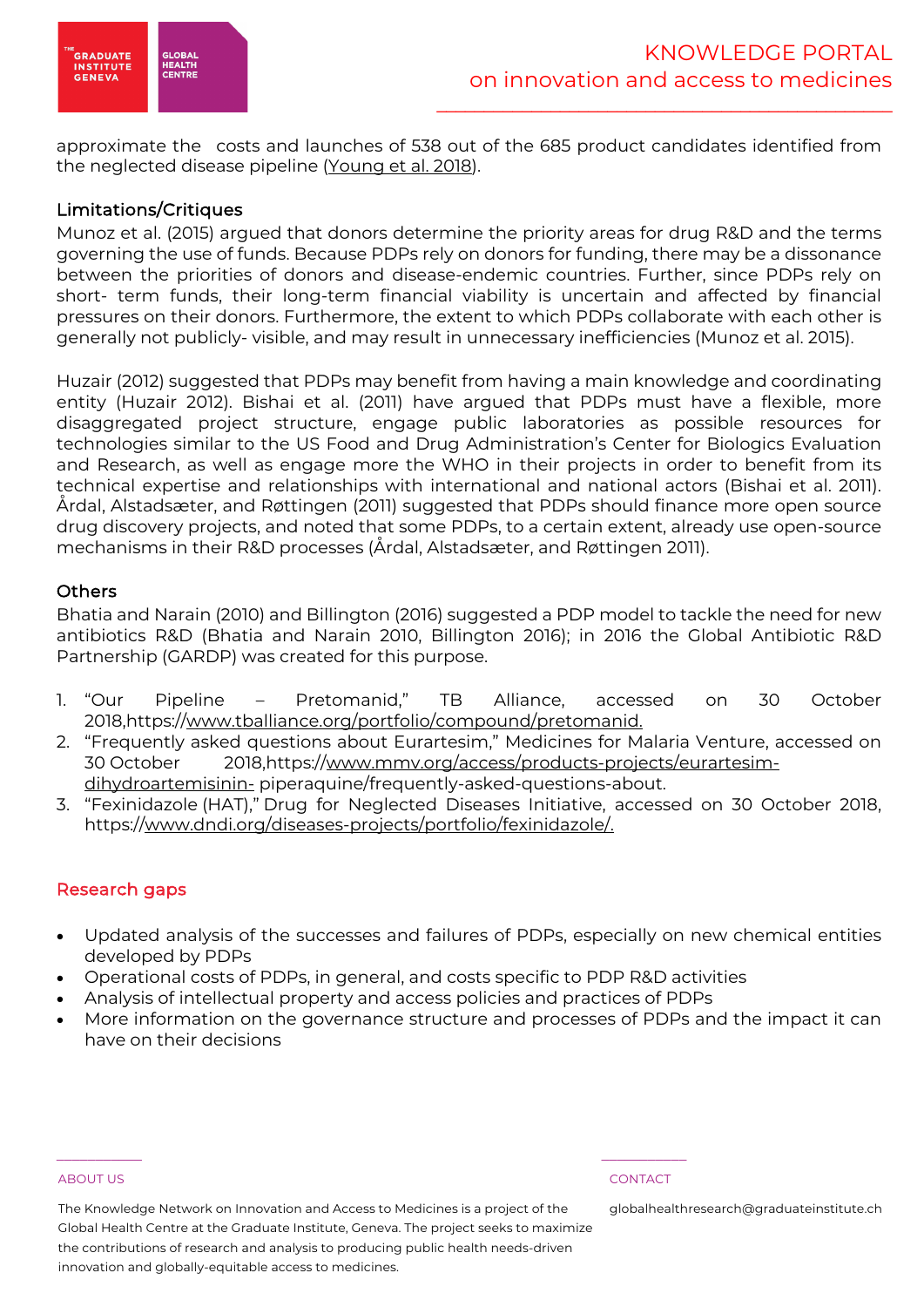approximate the costs and launches of 538 out of the 685 product candidates identified from the neglected disease pipeline (Young et al. 2018).

### Limitations/Critiques

Munoz et al. (2015) argued that donors determine the priority areas for drug R&D and the terms governing the use of funds. Because PDPs rely on donors for funding, there may be a dissonance between the priorities of donors and disease-endemic countries. Further, since PDPs rely on short- term funds, their long-term financial viability is uncertain and affected by financial pressures on their donors. Furthermore, the extent to which PDPs collaborate with each other is generally not publicly- visible, and may result in unnecessary inefficiencies (Munoz et al. 2015).

Huzair (2012) suggested that PDPs may benefit from having a main knowledge and coordinating entity (Huzair 2012). Bishai et al. (2011) have argued that PDPs must have a flexible, more disaggregated project structure, engage public laboratories as possible resources for technologies similar to the US Food and Drug Administration's Center for Biologics Evaluation and Research, as well as engage more the WHO in their projects in order to benefit from its technical expertise and relationships with international and national actors (Bishai et al. 2011). Årdal, Alstadsæter, and Røttingen (2011) suggested that PDPs should finance more open source drug discovery projects, and noted that some PDPs, to a certain extent, already use open-source mechanisms in their R&D processes (Årdal, Alstadsæter, and Røttingen 2011).

### Others

Bhatia and Narain (2010) and Billington (2016) suggested a PDP model to tackle the need for new antibiotics R&D (Bhatia and Narain 2010, Billington 2016); in 2016 the Global Antibiotic R&D Partnership (GARDP) was created for this purpose.

1. "Our Pipeline – Pretomanid," TB Alliance, accessed on 30 October 2018,https://www.tballiance.org/portfolio/compound/pretomanid.
2. "Frequently asked questions about Eurartesim," Medicines for Malaria Venture, accessed on 30 October 2018,https://www.mmv.org/access/products-projects/eurartesim-dihydroartemisinin- piperaquine/frequently-asked-questions-about.
3. "Fexinidazole (HAT)," Drug for Neglected Diseases Initiative, accessed on 30 October 2018, https://www.dndi.org/diseases-projects/portfolio/fexinidazole/.

## Research gaps

- Updated analysis of the successes and failures of PDPs, especially on new chemical entities developed by PDPs
- Operational costs of PDPs, in general, and costs specific to PDP R&D activities
- Analysis of intellectual property and access policies and practices of PDPs
- More information on the governance structure and processes of PDPs and the impact it can have on their decisions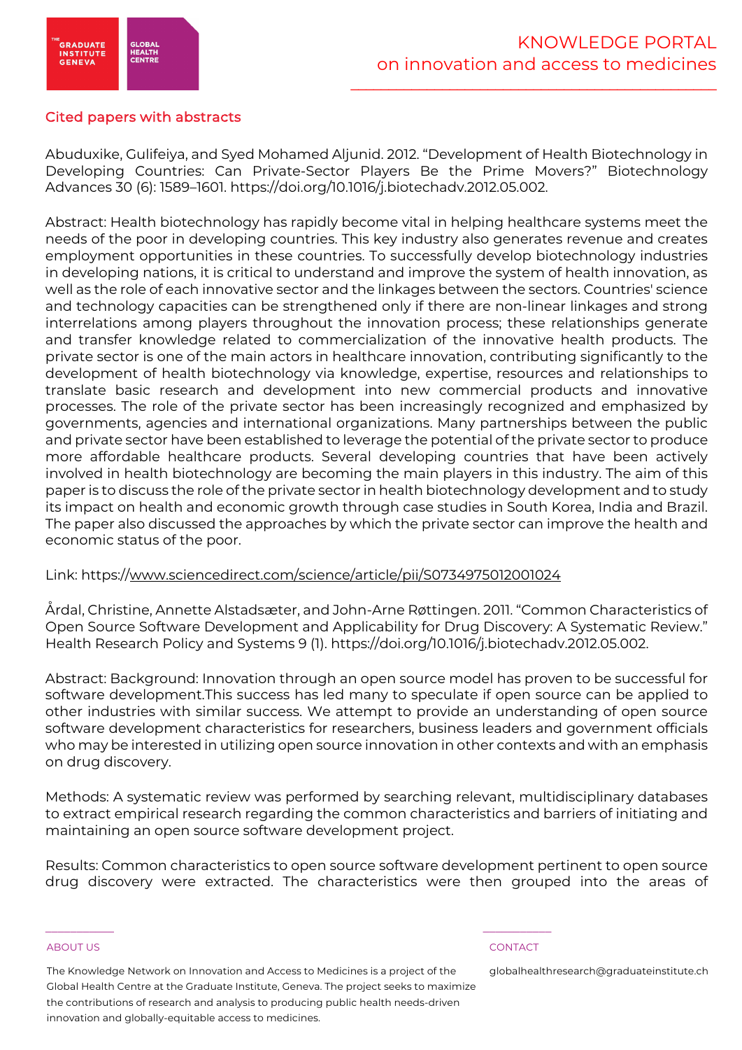## Cited papers with abstracts

Abuduxike, Gulifeiya, and Syed Mohamed Aljunid. 2012. "Development of Health Biotechnology in Developing Countries: Can Private-Sector Players Be the Prime Movers?" Biotechnology Advances 30 (6): 1589–1601. https://doi.org/10.1016/j.biotechadv.2012.05.002.

Abstract: Health biotechnology has rapidly become vital in helping healthcare systems meet the needs of the poor in developing countries. This key industry also generates revenue and creates employment opportunities in these countries. To successfully develop biotechnology industries in developing nations, it is critical to understand and improve the system of health innovation, as well as the role of each innovative sector and the linkages between the sectors. Countries' science and technology capacities can be strengthened only if there are non-linear linkages and strong interrelations among players throughout the innovation process; these relationships generate and transfer knowledge related to commercialization of the innovative health products. The private sector is one of the main actors in healthcare innovation, contributing significantly to the development of health biotechnology via knowledge, expertise, resources and relationships to translate basic research and development into new commercial products and innovative processes. The role of the private sector has been increasingly recognized and emphasized by governments, agencies and international organizations. Many partnerships between the public and private sector have been established to leverage the potential of the private sector to produce more affordable healthcare products. Several developing countries that have been actively involved in health biotechnology are becoming the main players in this industry. The aim of this paper is to discuss the role of the private sector in health biotechnology development and to study its impact on health and economic growth through case studies in South Korea, India and Brazil. The paper also discussed the approaches by which the private sector can improve the health and economic status of the poor.

Link: https://www.sciencedirect.com/science/article/pii/S0734975012001024

Årdal, Christine, Annette Alstadsæter, and John-Arne Røttingen. 2011. "Common Characteristics of Open Source Software Development and Applicability for Drug Discovery: A Systematic Review." Health Research Policy and Systems 9 (1). https://doi.org/10.1016/j.biotechadv.2012.05.002.

Abstract: Background: Innovation through an open source model has proven to be successful for software development.This success has led many to speculate if open source can be applied to other industries with similar success. We attempt to provide an understanding of open source software development characteristics for researchers, business leaders and government officials who may be interested in utilizing open source innovation in other contexts and with an emphasis on drug discovery.

Methods: A systematic review was performed by searching relevant, multidisciplinary databases to extract empirical research regarding the common characteristics and barriers of initiating and maintaining an open source software development project.

Results: Common characteristics to open source software development pertinent to open source drug discovery were extracted. The characteristics were then grouped into the areas of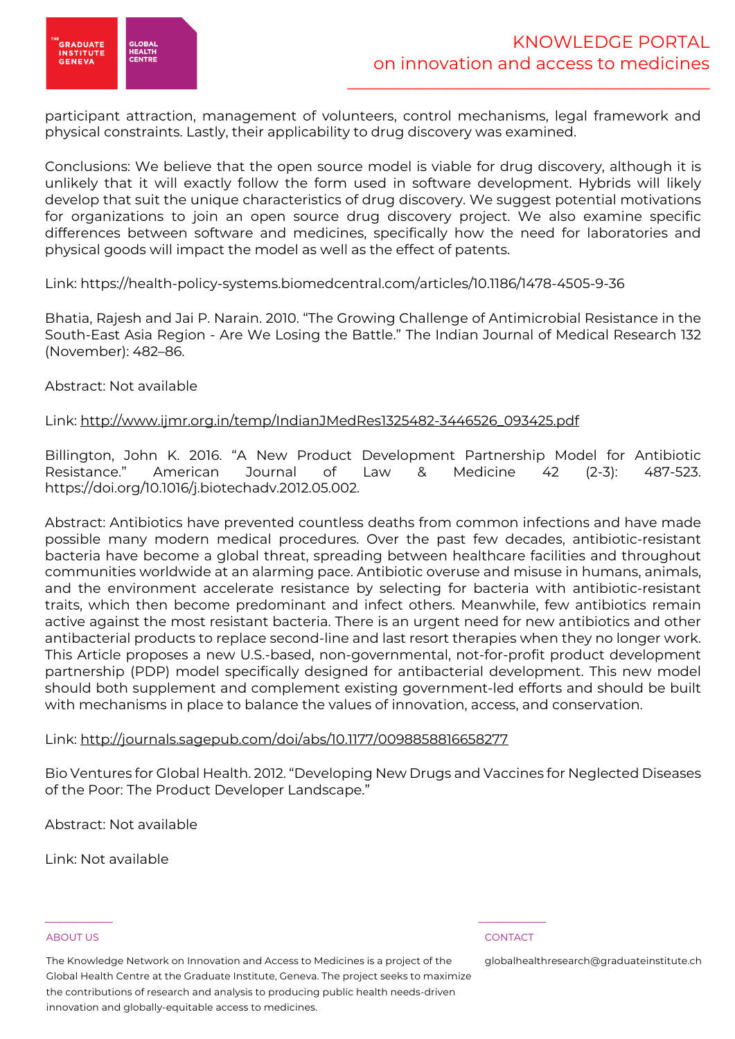participant attraction, management of volunteers, control mechanisms, legal framework and physical constraints. Lastly, their applicability to drug discovery was examined.

Conclusions: We believe that the open source model is viable for drug discovery, although it is unlikely that it will exactly follow the form used in software development. Hybrids will likely develop that suit the unique characteristics of drug discovery. We suggest potential motivations for organizations to join an open source drug discovery project. We also examine specific differences between software and medicines, specifically how the need for laboratories and physical goods will impact the model as well as the effect of patents.

Link: https://health-policy-systems.biomedcentral.com/articles/10.1186/1478-4505-9-36

Bhatia, Rajesh and Jai P. Narain. 2010. "The Growing Challenge of Antimicrobial Resistance in the South-East Asia Region - Are We Losing the Battle." The Indian Journal of Medical Research 132 (November): 482–86.

Abstract: Not available

Link: http://www.ijmr.org.in/temp/IndianJMedRes1325482-3446526_093425.pdf

Billington, John K. 2016. "A New Product Development Partnership Model for Antibiotic Resistance." American Journal of Law & Medicine 42 (2-3): 487-523. https://doi.org/10.1016/j.biotechadv.2012.05.002.

Abstract: Antibiotics have prevented countless deaths from common infections and have made possible many modern medical procedures. Over the past few decades, antibiotic-resistant bacteria have become a global threat, spreading between healthcare facilities and throughout communities worldwide at an alarming pace. Antibiotic overuse and misuse in humans, animals, and the environment accelerate resistance by selecting for bacteria with antibiotic-resistant traits, which then become predominant and infect others. Meanwhile, few antibiotics remain active against the most resistant bacteria. There is an urgent need for new antibiotics and other antibacterial products to replace second-line and last resort therapies when they no longer work. This Article proposes a new U.S.-based, non-governmental, not-for-profit product development partnership (PDP) model specifically designed for antibacterial development. This new model should both supplement and complement existing government-led efforts and should be built with mechanisms in place to balance the values of innovation, access, and conservation.

Link: http://journals.sagepub.com/doi/abs/10.1177/0098858816658277

Bio Ventures for Global Health. 2012. "Developing New Drugs and Vaccines for Neglected Diseases of the Poor: The Product Developer Landscape."

Abstract: Not available

Link: Not available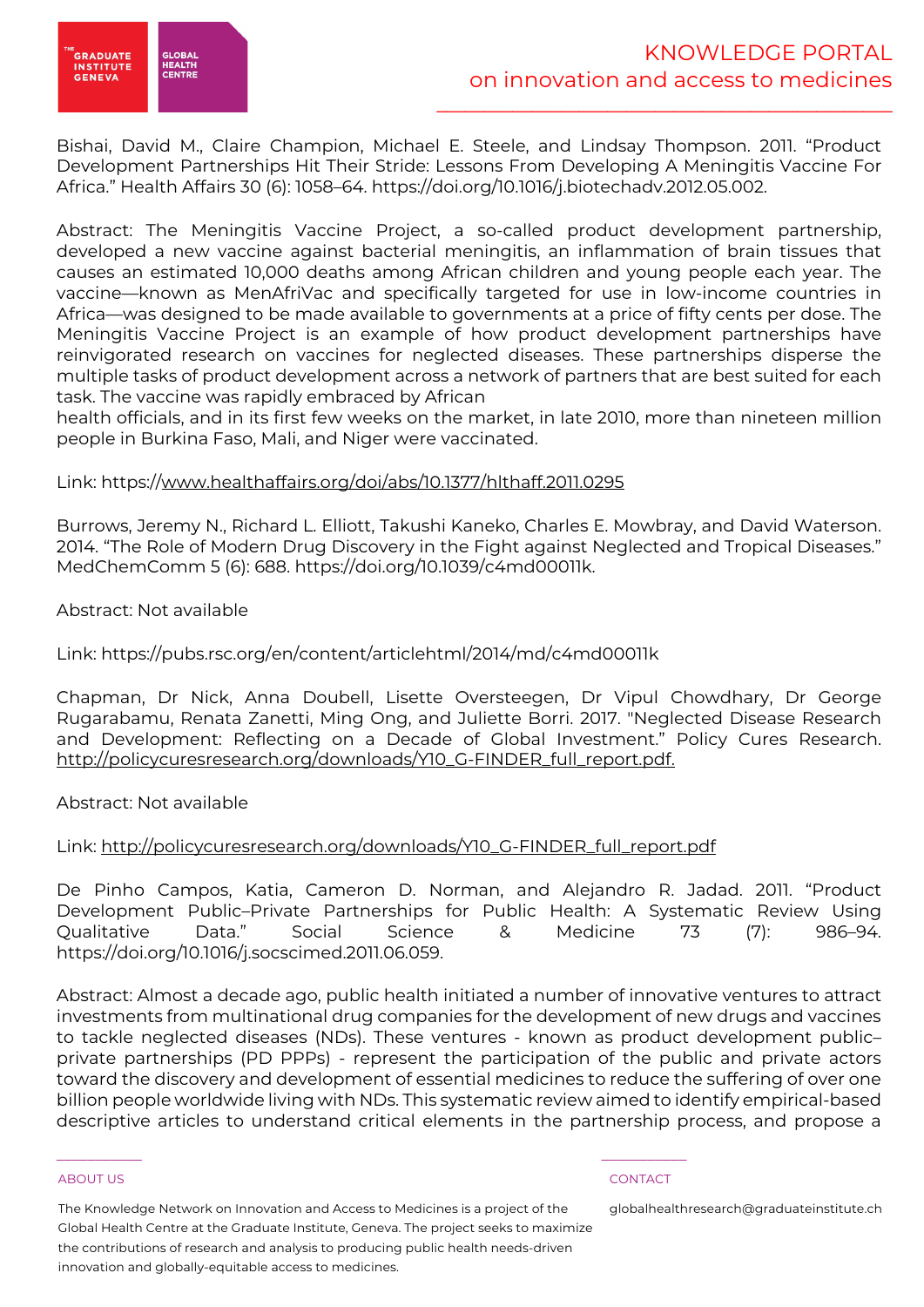Bishai, David M., Claire Champion, Michael E. Steele, and Lindsay Thompson. 2011. "Product Development Partnerships Hit Their Stride: Lessons From Developing A Meningitis Vaccine For Africa." Health Affairs 30 (6): 1058–64. https://doi.org/10.1016/j.biotechadv.2012.05.002.

Abstract: The Meningitis Vaccine Project, a so-called product development partnership, developed a new vaccine against bacterial meningitis, an inflammation of brain tissues that causes an estimated 10,000 deaths among African children and young people each year. The vaccine—known as MenAfriVac and specifically targeted for use in low-income countries in Africa—was designed to be made available to governments at a price of fifty cents per dose. The Meningitis Vaccine Project is an example of how product development partnerships have reinvigorated research on vaccines for neglected diseases. These partnerships disperse the multiple tasks of product development across a network of partners that are best suited for each task. The vaccine was rapidly embraced by African
health officials, and in its first few weeks on the market, in late 2010, more than nineteen million people in Burkina Faso, Mali, and Niger were vaccinated.

Link: https://www.healthaffairs.org/doi/abs/10.1377/hlthaff.2011.0295

Burrows, Jeremy N., Richard L. Elliott, Takushi Kaneko, Charles E. Mowbray, and David Waterson. 2014. "The Role of Modern Drug Discovery in the Fight against Neglected and Tropical Diseases." MedChemComm 5 (6): 688. https://doi.org/10.1039/c4md00011k.

Abstract: Not available

Link: https://pubs.rsc.org/en/content/articlehtml/2014/md/c4md00011k

Chapman, Dr Nick, Anna Doubell, Lisette Oversteegen, Dr Vipul Chowdhary, Dr George Rugarabamu, Renata Zanetti, Ming Ong, and Juliette Borri. 2017. "Neglected Disease Research and Development: Reflecting on a Decade of Global Investment." Policy Cures Research. http://policycuresresearch.org/downloads/Y10_G-FINDER_full_report.pdf.

Abstract: Not available

Link: http://policycuresresearch.org/downloads/Y10_G-FINDER_full_report.pdf

De Pinho Campos, Katia, Cameron D. Norman, and Alejandro R. Jadad. 2011. "Product Development Public–Private Partnerships for Public Health: A Systematic Review Using Qualitative Data." Social Science & Medicine 73 (7): 986–94. https://doi.org/10.1016/j.socscimed.2011.06.059.

Abstract: Almost a decade ago, public health initiated a number of innovative ventures to attract investments from multinational drug companies for the development of new drugs and vaccines to tackle neglected diseases (NDs). These ventures - known as product development public–private partnerships (PD PPPs) - represent the participation of the public and private actors toward the discovery and development of essential medicines to reduce the suffering of over one billion people worldwide living with NDs. This systematic review aimed to identify empirical-based descriptive articles to understand critical elements in the partnership process, and propose a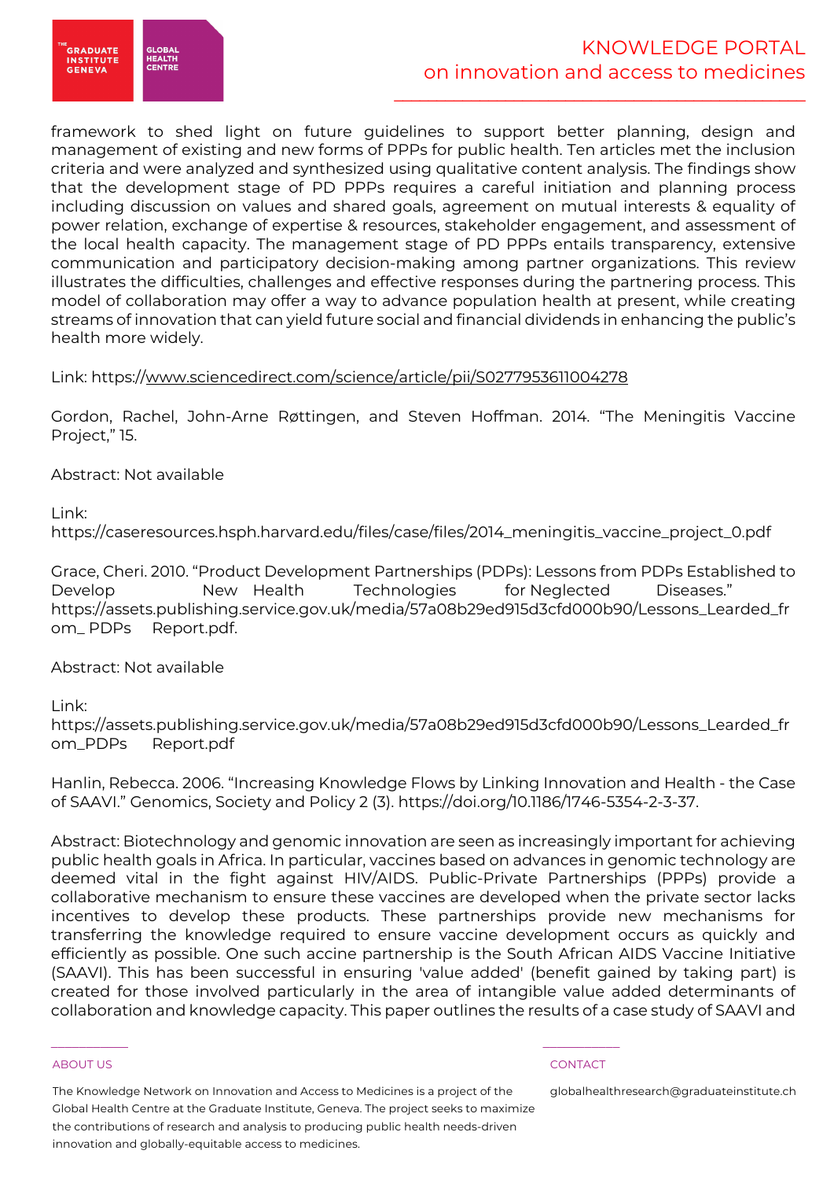framework to shed light on future guidelines to support better planning, design and management of existing and new forms of PPPs for public health. Ten articles met the inclusion criteria and were analyzed and synthesized using qualitative content analysis. The findings show that the development stage of PD PPPs requires a careful initiation and planning process including discussion on values and shared goals, agreement on mutual interests & equality of power relation, exchange of expertise & resources, stakeholder engagement, and assessment of the local health capacity. The management stage of PD PPPs entails transparency, extensive communication and participatory decision-making among partner organizations. This review illustrates the difficulties, challenges and effective responses during the partnering process. This model of collaboration may offer a way to advance population health at present, while creating streams of innovation that can yield future social and financial dividends in enhancing the public's health more widely.

Link: https://www.sciencedirect.com/science/article/pii/S0277953611004278

Gordon, Rachel, John-Arne Røttingen, and Steven Hoffman. 2014. "The Meningitis Vaccine Project," 15.

Abstract: Not available

Link: https://caseresources.hsph.harvard.edu/files/case/files/2014_meningitis_vaccine_project_0.pdf

Grace, Cheri. 2010. "Product Development Partnerships (PDPs): Lessons from PDPs Established to Develop New Health Technologies for Neglected Diseases." https://assets.publishing.service.gov.uk/media/57a08b29ed915d3cfd000b90/Lessons_Learded_from_ PDPs Report.pdf.

Abstract: Not available

Link: https://assets.publishing.service.gov.uk/media/57a08b29ed915d3cfd000b90/Lessons_Learded_from_PDPs Report.pdf

Hanlin, Rebecca. 2006. "Increasing Knowledge Flows by Linking Innovation and Health - the Case of SAAVI." Genomics, Society and Policy 2 (3). https://doi.org/10.1186/1746-5354-2-3-37.

Abstract: Biotechnology and genomic innovation are seen as increasingly important for achieving public health goals in Africa. In particular, vaccines based on advances in genomic technology are deemed vital in the fight against HIV/AIDS. Public-Private Partnerships (PPPs) provide a collaborative mechanism to ensure these vaccines are developed when the private sector lacks incentives to develop these products. These partnerships provide new mechanisms for transferring the knowledge required to ensure vaccine development occurs as quickly and efficiently as possible. One such accine partnership is the South African AIDS Vaccine Initiative (SAAVI). This has been successful in ensuring 'value added' (benefit gained by taking part) is created for those involved particularly in the area of intangible value added determinants of collaboration and knowledge capacity. This paper outlines the results of a case study of SAAVI and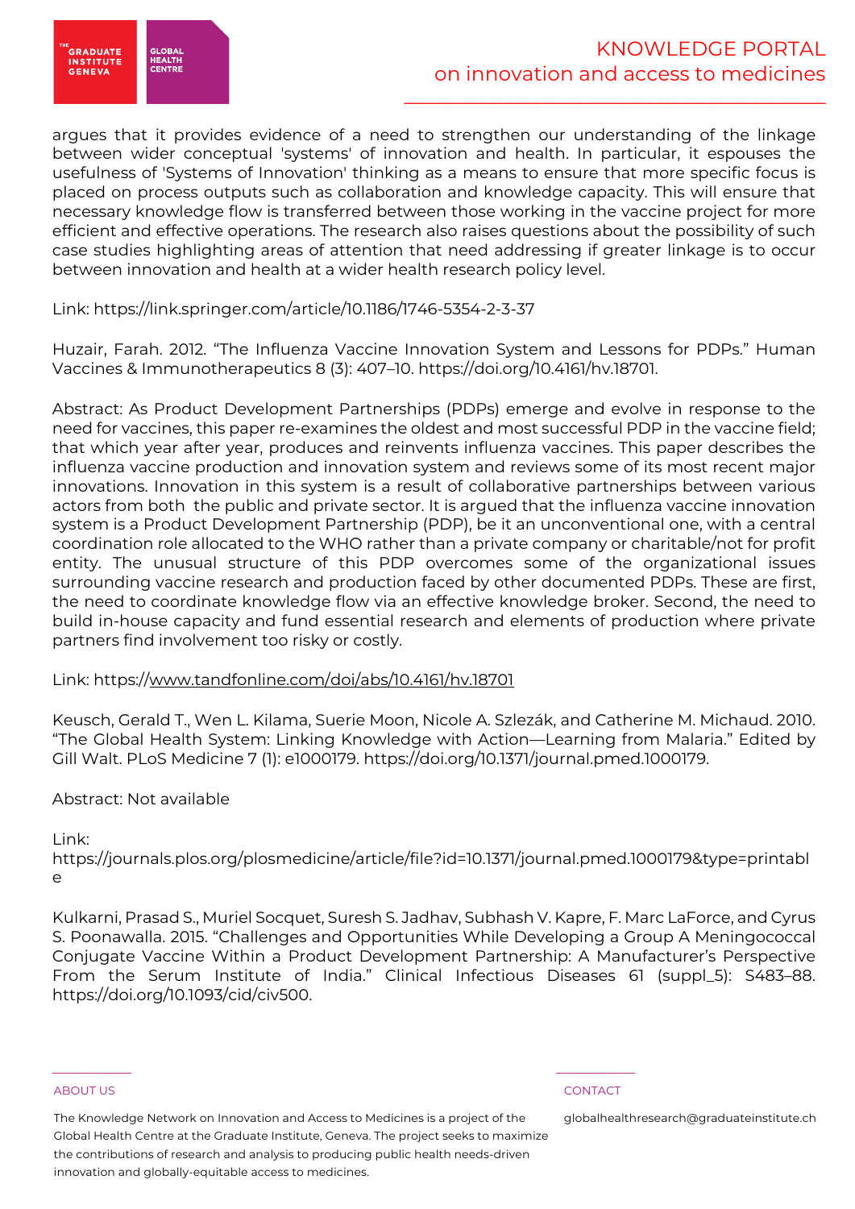argues that it provides evidence of a need to strengthen our understanding of the linkage between wider conceptual 'systems' of innovation and health. In particular, it espouses the usefulness of 'Systems of Innovation' thinking as a means to ensure that more specific focus is placed on process outputs such as collaboration and knowledge capacity. This will ensure that necessary knowledge flow is transferred between those working in the vaccine project for more efficient and effective operations. The research also raises questions about the possibility of such case studies highlighting areas of attention that need addressing if greater linkage is to occur between innovation and health at a wider health research policy level.

Link: https://link.springer.com/article/10.1186/1746-5354-2-3-37

Huzair, Farah. 2012. "The Influenza Vaccine Innovation System and Lessons for PDPs." Human Vaccines & Immunotherapeutics 8 (3): 407–10. https://doi.org/10.4161/hv.18701.

Abstract: As Product Development Partnerships (PDPs) emerge and evolve in response to the need for vaccines, this paper re-examines the oldest and most successful PDP in the vaccine field; that which year after year, produces and reinvents influenza vaccines. This paper describes the influenza vaccine production and innovation system and reviews some of its most recent major innovations. Innovation in this system is a result of collaborative partnerships between various actors from both the public and private sector. It is argued that the influenza vaccine innovation system is a Product Development Partnership (PDP), be it an unconventional one, with a central coordination role allocated to the WHO rather than a private company or charitable/not for profit entity. The unusual structure of this PDP overcomes some of the organizational issues surrounding vaccine research and production faced by other documented PDPs. These are first, the need to coordinate knowledge flow via an effective knowledge broker. Second, the need to build in-house capacity and fund essential research and elements of production where private partners find involvement too risky or costly.

Link: https://www.tandfonline.com/doi/abs/10.4161/hv.18701

Keusch, Gerald T., Wen L. Kilama, Suerie Moon, Nicole A. Szlezák, and Catherine M. Michaud. 2010. "The Global Health System: Linking Knowledge with Action—Learning from Malaria." Edited by Gill Walt. PLoS Medicine 7 (1): e1000179. https://doi.org/10.1371/journal.pmed.1000179.

Abstract: Not available

Link:
https://journals.plos.org/plosmedicine/article/file?id=10.1371/journal.pmed.1000179&type=printable

Kulkarni, Prasad S., Muriel Socquet, Suresh S. Jadhav, Subhash V. Kapre, F. Marc LaForce, and Cyrus S. Poonawalla. 2015. "Challenges and Opportunities While Developing a Group A Meningococcal Conjugate Vaccine Within a Product Development Partnership: A Manufacturer's Perspective From the Serum Institute of India." Clinical Infectious Diseases 61 (suppl_5): S483–88. https://doi.org/10.1093/cid/civ500.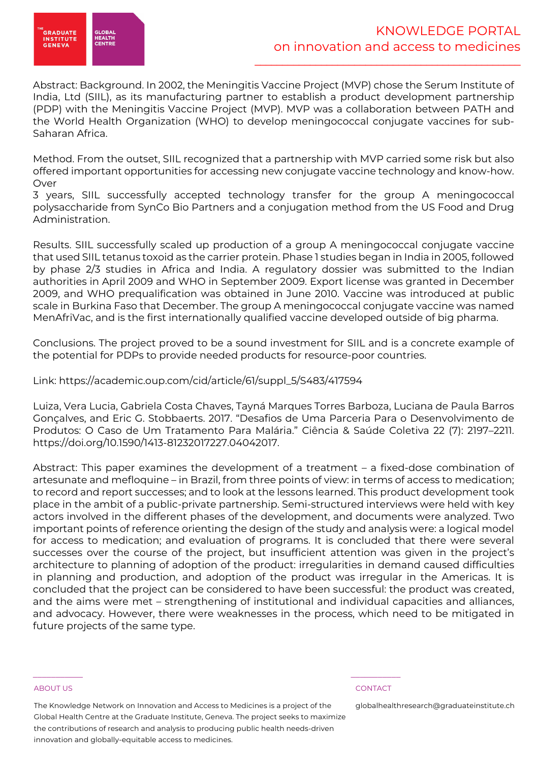Abstract: Background. In 2002, the Meningitis Vaccine Project (MVP) chose the Serum Institute of India, Ltd (SIIL), as its manufacturing partner to establish a product development partnership (PDP) with the Meningitis Vaccine Project (MVP). MVP was a collaboration between PATH and the World Health Organization (WHO) to develop meningococcal conjugate vaccines for sub-Saharan Africa.

Method. From the outset, SIIL recognized that a partnership with MVP carried some risk but also offered important opportunities for accessing new conjugate vaccine technology and know-how. Over
3 years, SIIL successfully accepted technology transfer for the group A meningococcal polysaccharide from SynCo Bio Partners and a conjugation method from the US Food and Drug Administration.

Results. SIIL successfully scaled up production of a group A meningococcal conjugate vaccine that used SIIL tetanus toxoid as the carrier protein. Phase 1 studies began in India in 2005, followed by phase 2/3 studies in Africa and India. A regulatory dossier was submitted to the Indian authorities in April 2009 and WHO in September 2009. Export license was granted in December 2009, and WHO prequalification was obtained in June 2010. Vaccine was introduced at public scale in Burkina Faso that December. The group A meningococcal conjugate vaccine was named MenAfriVac, and is the first internationally qualified vaccine developed outside of big pharma.

Conclusions. The project proved to be a sound investment for SIIL and is a concrete example of the potential for PDPs to provide needed products for resource-poor countries.

Link: https://academic.oup.com/cid/article/61/suppl_5/S483/417594

Luiza, Vera Lucia, Gabriela Costa Chaves, Tayná Marques Torres Barboza, Luciana de Paula Barros Gonçalves, and Eric G. Stobbaerts. 2017. "Desafios de Uma Parceria Para o Desenvolvimento de Produtos: O Caso de Um Tratamento Para Malária." Ciência & Saúde Coletiva 22 (7): 2197–2211. https://doi.org/10.1590/1413-81232017227.04042017.

Abstract: This paper examines the development of a treatment – a fixed-dose combination of artesunate and mefloquine – in Brazil, from three points of view: in terms of access to medication; to record and report successes; and to look at the lessons learned. This product development took place in the ambit of a public-private partnership. Semi-structured interviews were held with key actors involved in the different phases of the development, and documents were analyzed. Two important points of reference orienting the design of the study and analysis were: a logical model for access to medication; and evaluation of programs. It is concluded that there were several successes over the course of the project, but insufficient attention was given in the project's architecture to planning of adoption of the product: irregularities in demand caused difficulties in planning and production, and adoption of the product was irregular in the Americas. It is concluded that the project can be considered to have been successful: the product was created, and the aims were met – strengthening of institutional and individual capacities and alliances, and advocacy. However, there were weaknesses in the process, which need to be mitigated in future projects of the same type.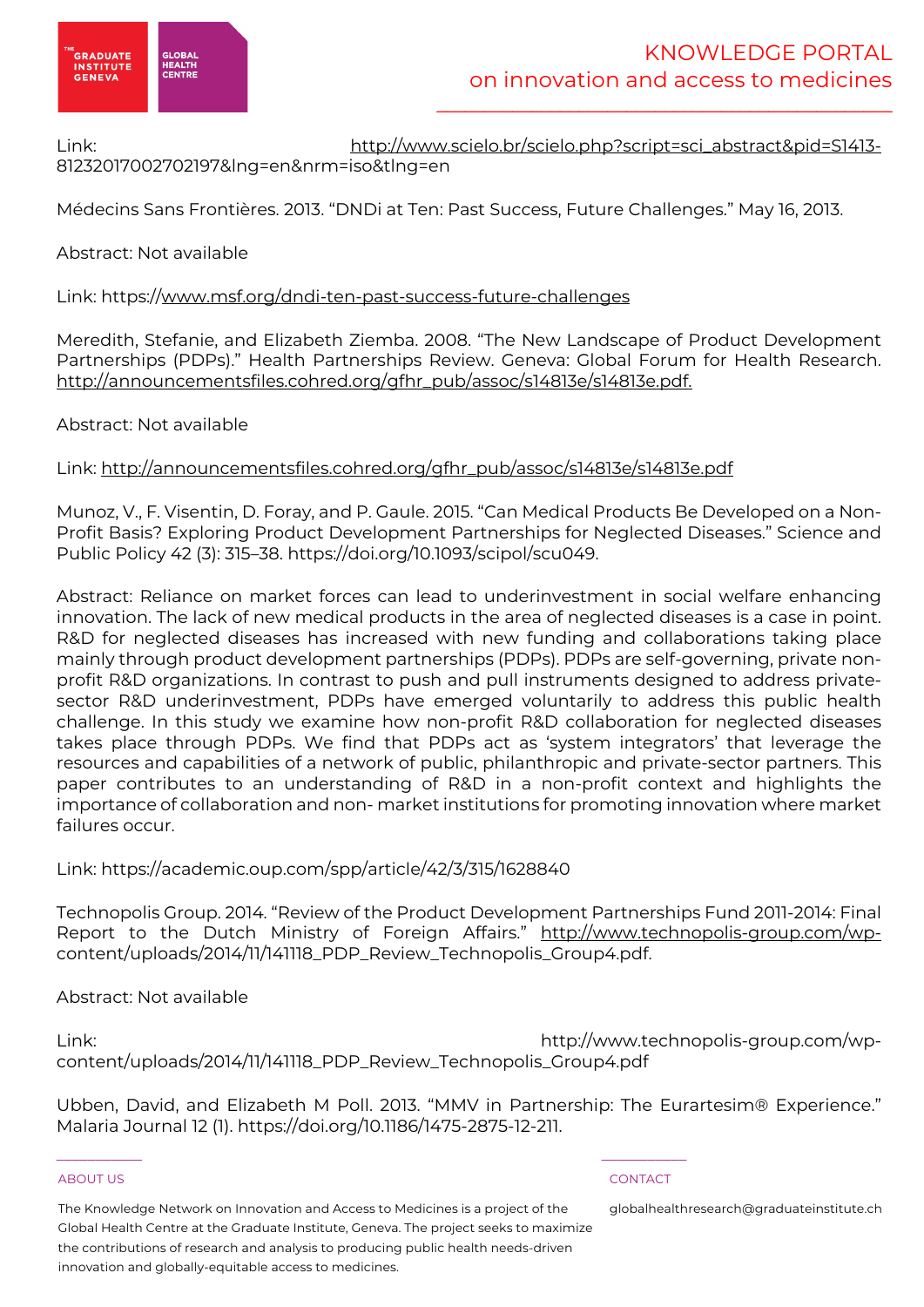Link: http://www.scielo.br/scielo.php?script=sci_abstract&pid=S1413-81232017002702197&lng=en&nrm=iso&tlng=en

Médecins Sans Frontières. 2013. "DNDi at Ten: Past Success, Future Challenges." May 16, 2013.

Abstract: Not available

Link: https://www.msf.org/dndi-ten-past-success-future-challenges

Meredith, Stefanie, and Elizabeth Ziemba. 2008. "The New Landscape of Product Development Partnerships (PDPs)." Health Partnerships Review. Geneva: Global Forum for Health Research. http://announcementsfiles.cohred.org/gfhr_pub/assoc/s14813e/s14813e.pdf.

Abstract: Not available

Link: http://announcementsfiles.cohred.org/gfhr_pub/assoc/s14813e/s14813e.pdf

Munoz, V., F. Visentin, D. Foray, and P. Gaule. 2015. "Can Medical Products Be Developed on a Non-Profit Basis? Exploring Product Development Partnerships for Neglected Diseases." Science and Public Policy 42 (3): 315–38. https://doi.org/10.1093/scipol/scu049.

Abstract: Reliance on market forces can lead to underinvestment in social welfare enhancing innovation. The lack of new medical products in the area of neglected diseases is a case in point. R&D for neglected diseases has increased with new funding and collaborations taking place mainly through product development partnerships (PDPs). PDPs are self-governing, private non-profit R&D organizations. In contrast to push and pull instruments designed to address private-sector R&D underinvestment, PDPs have emerged voluntarily to address this public health challenge. In this study we examine how non-profit R&D collaboration for neglected diseases takes place through PDPs. We find that PDPs act as 'system integrators' that leverage the resources and capabilities of a network of public, philanthropic and private-sector partners. This paper contributes to an understanding of R&D in a non-profit context and highlights the importance of collaboration and non- market institutions for promoting innovation where market failures occur.

Link: https://academic.oup.com/spp/article/42/3/315/1628840

Technopolis Group. 2014. "Review of the Product Development Partnerships Fund 2011-2014: Final Report to the Dutch Ministry of Foreign Affairs." http://www.technopolis-group.com/wp-content/uploads/2014/11/141118_PDP_Review_Technopolis_Group4.pdf.

Abstract: Not available

Link: http://www.technopolis-group.com/wp-content/uploads/2014/11/141118_PDP_Review_Technopolis_Group4.pdf

Ubben, David, and Elizabeth M Poll. 2013. "MMV in Partnership: The Eurartesim® Experience." Malaria Journal 12 (1). https://doi.org/10.1186/1475-2875-12-211.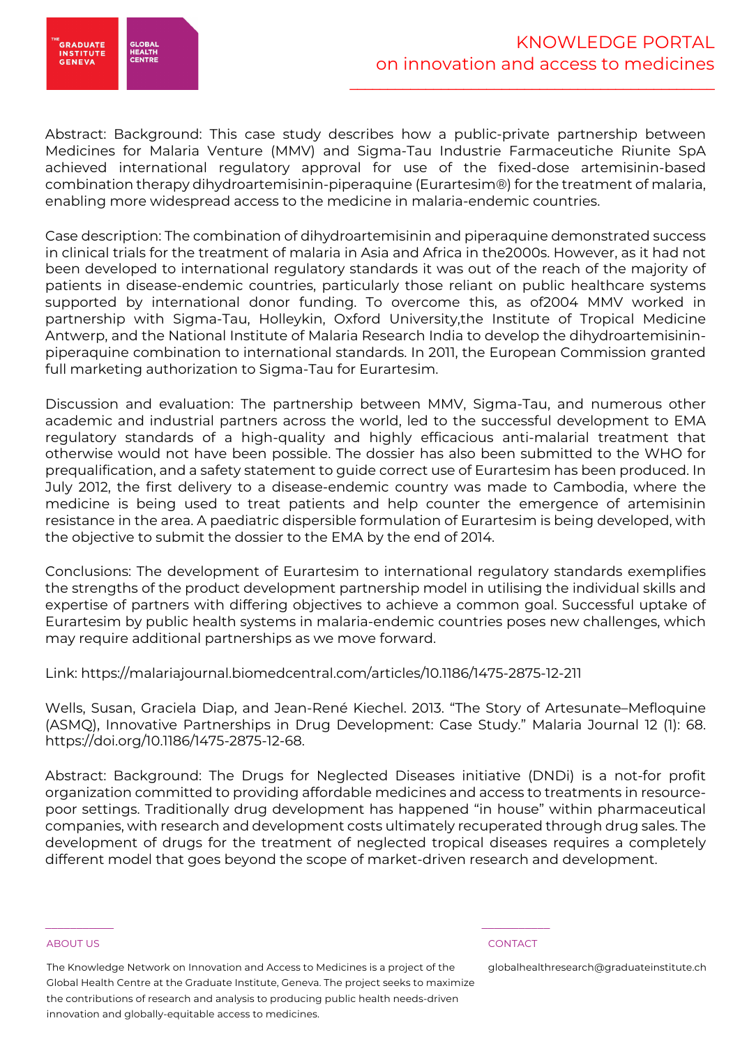Abstract: Background: This case study describes how a public-private partnership between Medicines for Malaria Venture (MMV) and Sigma-Tau Industrie Farmaceutiche Riunite SpA achieved international regulatory approval for use of the fixed-dose artemisinin-based combination therapy dihydroartemisinin-piperaquine (Eurartesim®) for the treatment of malaria, enabling more widespread access to the medicine in malaria-endemic countries.

Case description: The combination of dihydroartemisinin and piperaquine demonstrated success in clinical trials for the treatment of malaria in Asia and Africa in the2000s. However, as it had not been developed to international regulatory standards it was out of the reach of the majority of patients in disease-endemic countries, particularly those reliant on public healthcare systems supported by international donor funding. To overcome this, as of2004 MMV worked in partnership with Sigma-Tau, Holleykin, Oxford University,the Institute of Tropical Medicine Antwerp, and the National Institute of Malaria Research India to develop the dihydroartemisinin-piperaquine combination to international standards. In 2011, the European Commission granted full marketing authorization to Sigma-Tau for Eurartesim.

Discussion and evaluation: The partnership between MMV, Sigma-Tau, and numerous other academic and industrial partners across the world, led to the successful development to EMA regulatory standards of a high-quality and highly efficacious anti-malarial treatment that otherwise would not have been possible. The dossier has also been submitted to the WHO for prequalification, and a safety statement to guide correct use of Eurartesim has been produced. In July 2012, the first delivery to a disease-endemic country was made to Cambodia, where the medicine is being used to treat patients and help counter the emergence of artemisinin resistance in the area. A paediatric dispersible formulation of Eurartesim is being developed, with the objective to submit the dossier to the EMA by the end of 2014.

Conclusions: The development of Eurartesim to international regulatory standards exemplifies the strengths of the product development partnership model in utilising the individual skills and expertise of partners with differing objectives to achieve a common goal. Successful uptake of Eurartesim by public health systems in malaria-endemic countries poses new challenges, which may require additional partnerships as we move forward.

Link: https://malariajournal.biomedcentral.com/articles/10.1186/1475-2875-12-211

Wells, Susan, Graciela Diap, and Jean-René Kiechel. 2013. "The Story of Artesunate–Mefloquine (ASMQ), Innovative Partnerships in Drug Development: Case Study." Malaria Journal 12 (1): 68. https://doi.org/10.1186/1475-2875-12-68.

Abstract: Background: The Drugs for Neglected Diseases initiative (DNDi) is a not-for profit organization committed to providing affordable medicines and access to treatments in resource-poor settings. Traditionally drug development has happened "in house" within pharmaceutical companies, with research and development costs ultimately recuperated through drug sales. The development of drugs for the treatment of neglected tropical diseases requires a completely different model that goes beyond the scope of market-driven research and development.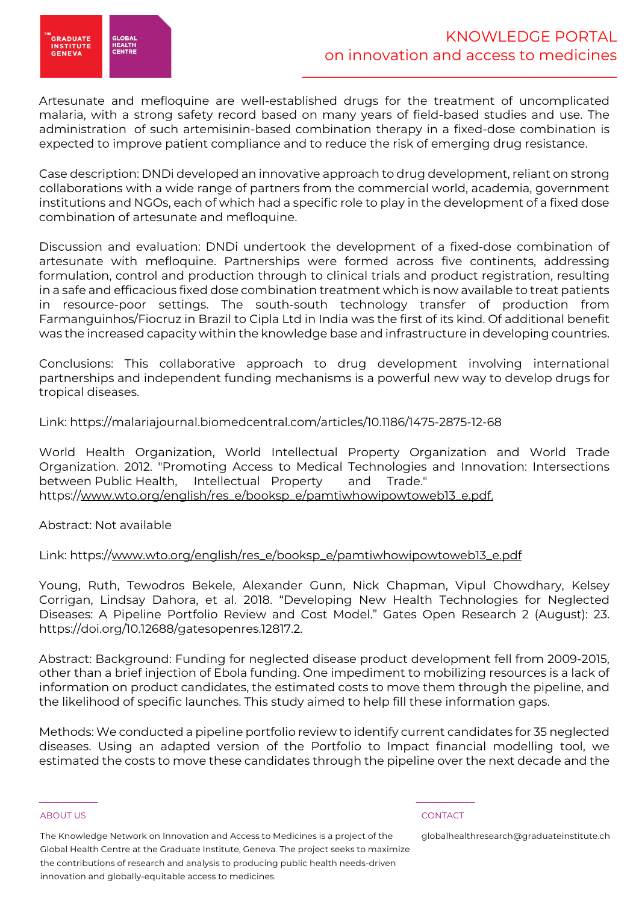Artesunate and mefloquine are well-established drugs for the treatment of uncomplicated malaria, with a strong safety record based on many years of field-based studies and use. The administration of such artemisinin-based combination therapy in a fixed-dose combination is expected to improve patient compliance and to reduce the risk of emerging drug resistance.

Case description: DNDi developed an innovative approach to drug development, reliant on strong collaborations with a wide range of partners from the commercial world, academia, government institutions and NGOs, each of which had a specific role to play in the development of a fixed dose combination of artesunate and mefloquine.

Discussion and evaluation: DNDi undertook the development of a fixed-dose combination of artesunate with mefloquine. Partnerships were formed across five continents, addressing formulation, control and production through to clinical trials and product registration, resulting in a safe and efficacious fixed dose combination treatment which is now available to treat patients in resource-poor settings. The south-south technology transfer of production from Farmanguinhos/Fiocruz in Brazil to Cipla Ltd in India was the first of its kind. Of additional benefit was the increased capacity within the knowledge base and infrastructure in developing countries.

Conclusions: This collaborative approach to drug development involving international partnerships and independent funding mechanisms is a powerful new way to develop drugs for tropical diseases.

Link: https://malariajournal.biomedcentral.com/articles/10.1186/1475-2875-12-68

World Health Organization, World Intellectual Property Organization and World Trade Organization. 2012. "Promoting Access to Medical Technologies and Innovation: Intersections between Public Health, Intellectual Property and Trade." https://www.wto.org/english/res_e/booksp_e/pamtiwhowipowtoweb13_e.pdf.

Abstract: Not available

Link: https://www.wto.org/english/res_e/booksp_e/pamtiwhowipowtoweb13_e.pdf

Young, Ruth, Tewodros Bekele, Alexander Gunn, Nick Chapman, Vipul Chowdhary, Kelsey Corrigan, Lindsay Dahora, et al. 2018. "Developing New Health Technologies for Neglected Diseases: A Pipeline Portfolio Review and Cost Model." Gates Open Research 2 (August): 23. https://doi.org/10.12688/gatesopenres.12817.2.

Abstract: Background: Funding for neglected disease product development fell from 2009-2015, other than a brief injection of Ebola funding. One impediment to mobilizing resources is a lack of information on product candidates, the estimated costs to move them through the pipeline, and the likelihood of specific launches. This study aimed to help fill these information gaps.

Methods: We conducted a pipeline portfolio review to identify current candidates for 35 neglected diseases. Using an adapted version of the Portfolio to Impact financial modelling tool, we estimated the costs to move these candidates through the pipeline over the next decade and the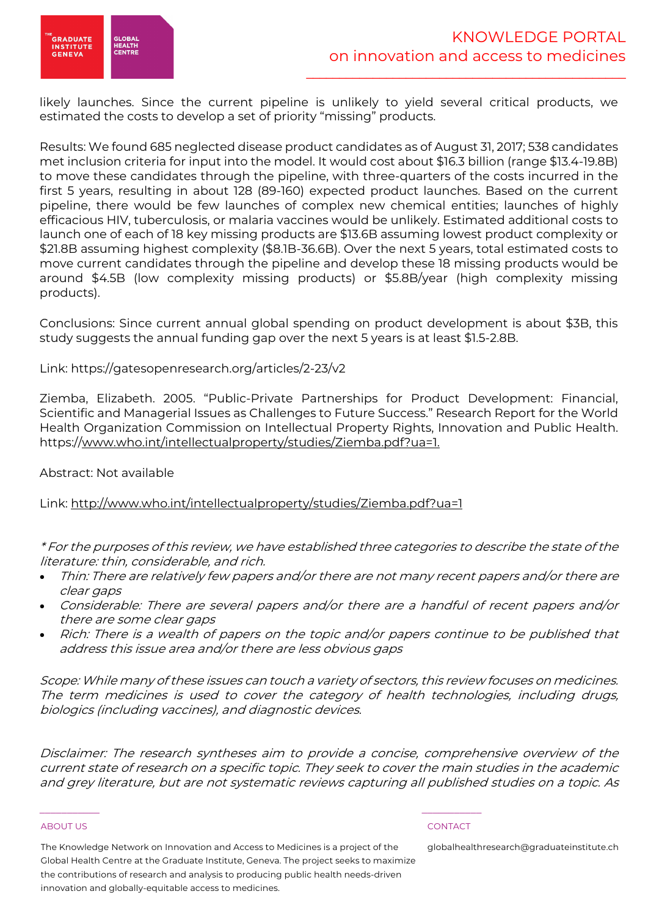likely launches. Since the current pipeline is unlikely to yield several critical products, we estimated the costs to develop a set of priority "missing" products.

Results: We found 685 neglected disease product candidates as of August 31, 2017; 538 candidates met inclusion criteria for input into the model. It would cost about $16.3 billion (range $13.4-19.8B) to move these candidates through the pipeline, with three-quarters of the costs incurred in the first 5 years, resulting in about 128 (89-160) expected product launches. Based on the current pipeline, there would be few launches of complex new chemical entities; launches of highly efficacious HIV, tuberculosis, or malaria vaccines would be unlikely. Estimated additional costs to launch one of each of 18 key missing products are $13.6B assuming lowest product complexity or $21.8B assuming highest complexity ($8.1B-36.6B). Over the next 5 years, total estimated costs to move current candidates through the pipeline and develop these 18 missing products would be around $4.5B (low complexity missing products) or $5.8B/year (high complexity missing products).

Conclusions: Since current annual global spending on product development is about $3B, this study suggests the annual funding gap over the next 5 years is at least $1.5-2.8B.

Link: https://gatesopenresearch.org/articles/2-23/v2

Ziemba, Elizabeth. 2005. "Public-Private Partnerships for Product Development: Financial, Scientific and Managerial Issues as Challenges to Future Success." Research Report for the World Health Organization Commission on Intellectual Property Rights, Innovation and Public Health. https://www.who.int/intellectualproperty/studies/Ziemba.pdf?ua=1.

Abstract: Not available

Link: http://www.who.int/intellectualproperty/studies/Ziemba.pdf?ua=1

*\* For the purposes of this review, we have established three categories to describe the state of the literature: thin, considerable, and rich.*

- *Thin: There are relatively few papers and/or there are not many recent papers and/or there are clear gaps*
- *Considerable: There are several papers and/or there are a handful of recent papers and/or there are some clear gaps*
- *Rich: There is a wealth of papers on the topic and/or papers continue to be published that address this issue area and/or there are less obvious gaps*

*Scope: While many of these issues can touch a variety of sectors, this review focuses on medicines. The term medicines is used to cover the category of health technologies, including drugs, biologics (including vaccines), and diagnostic devices.*

*Disclaimer: The research syntheses aim to provide a concise, comprehensive overview of the current state of research on a specific topic. They seek to cover the main studies in the academic and grey literature, but are not systematic reviews capturing all published studies on a topic. As*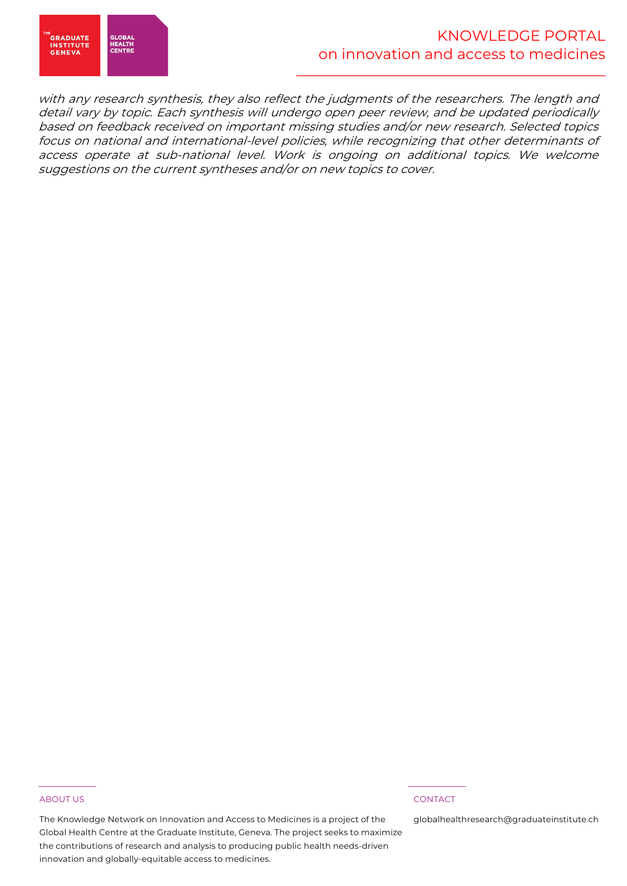*with any research synthesis, they also reflect the judgments of the researchers. The length and detail vary by topic. Each synthesis will undergo open peer review, and be updated periodically based on feedback received on important missing studies and/or new research. Selected topics focus on national and international-level policies, while recognizing that other determinants of access operate at sub-national level. Work is ongoing on additional topics. We welcome suggestions on the current syntheses and/or on new topics to cover.*

ABOUT US

The Knowledge Network on Innovation and Access to Medicines is a project of the Global Health Centre at the Graduate Institute, Geneva. The project seeks to maximize the contributions of research and analysis to producing public health needs-driven innovation and globally-equitable access to medicines.

CONTACT

globalhealthresearch@graduateinstitute.ch